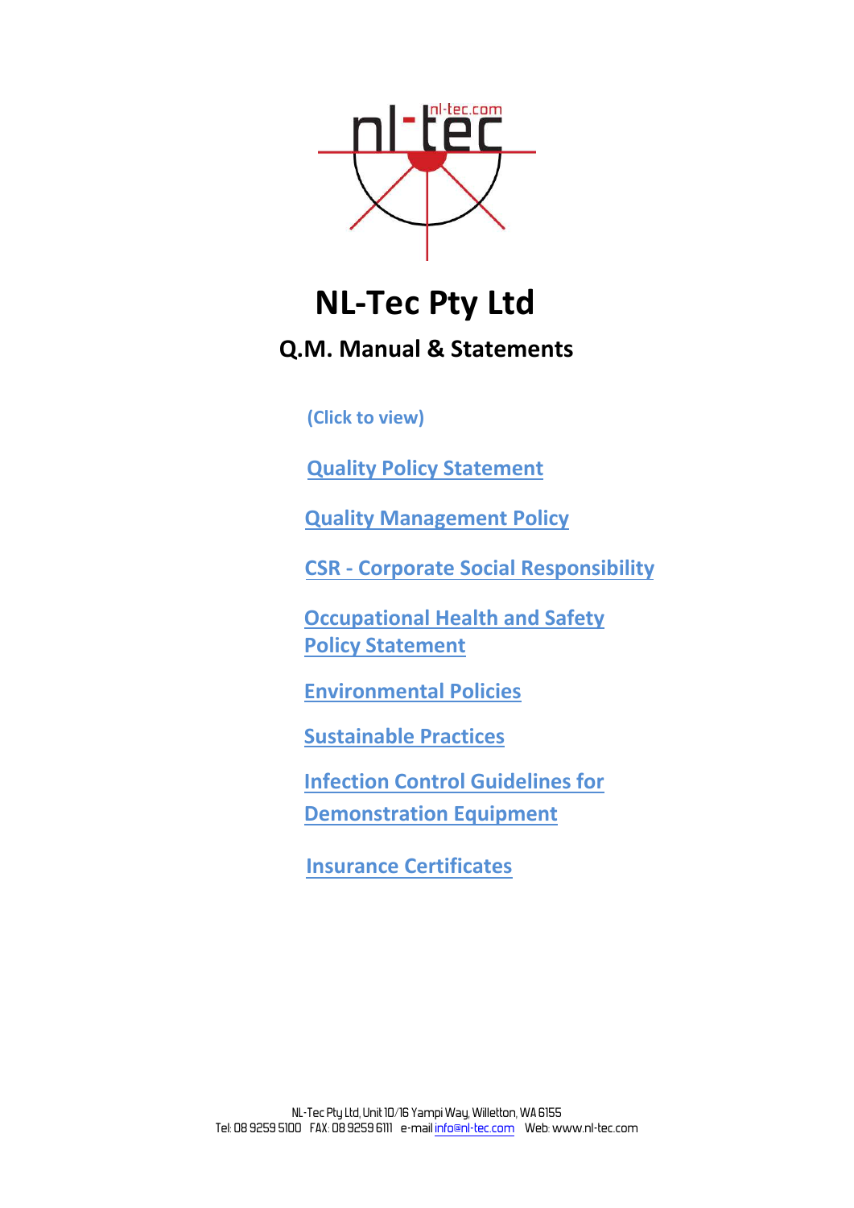# NL-Tec Pty Ltd

## Q.M. Manual & Statements

**(Click to view)**

**Quality Policy Statement**

**Quality Management Policy**

**CSR - Corporate Social Responsibility**

**Occupational Health and Safety Policy Statement**

**Environmental Policies**

**Sustainable Practices**

**Infection Control Guidelines for Demonstration Equipment**

**Insurance Certificates**

NL-Tec Pty Ltd, Unit 10/16 Yampi Way, Willetton, WA 6155
Tel: 08 9259 5100 FAX: 08 9259 6111 e-mail info@nl-tec.com Web: www.nl-tec.com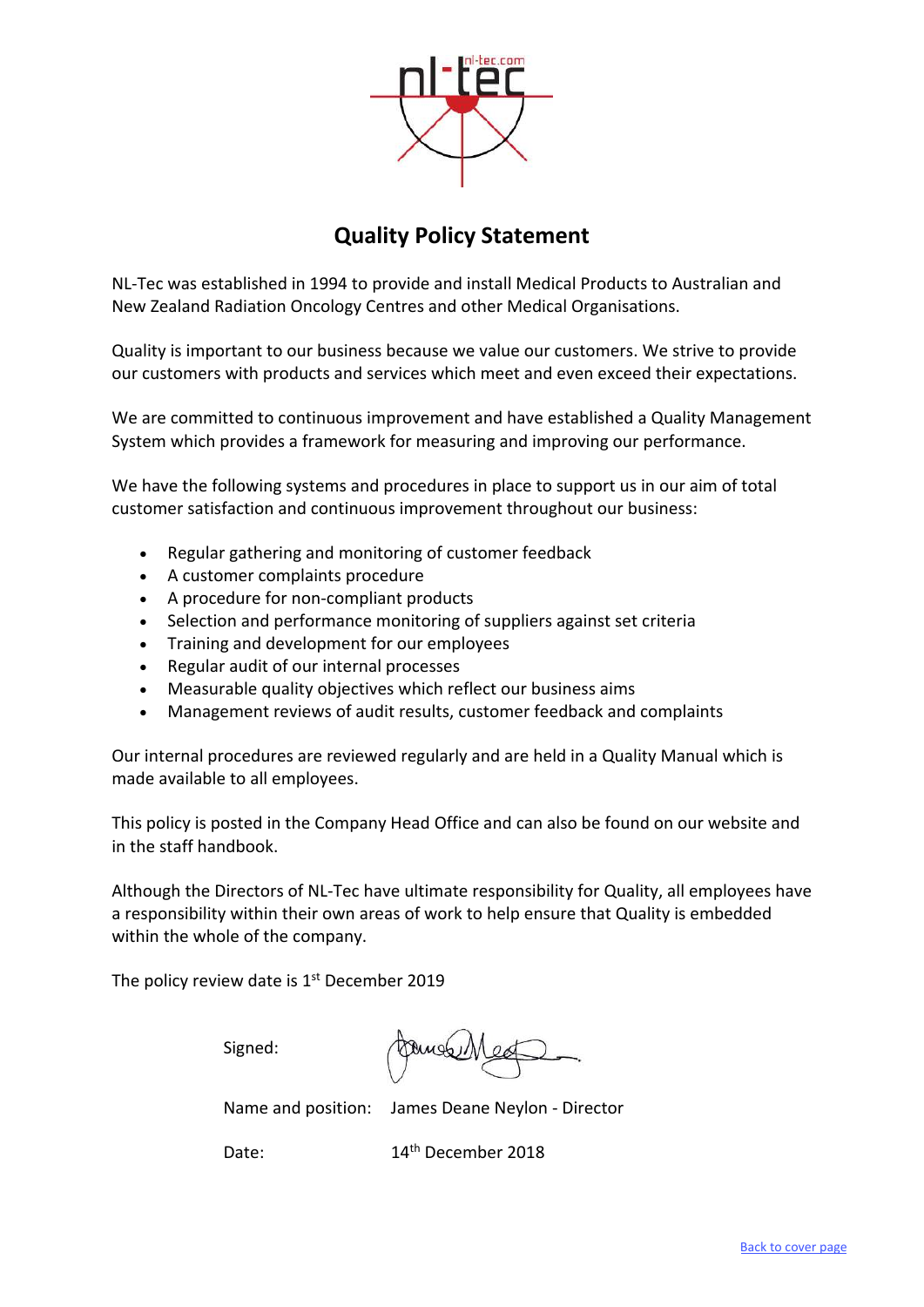# Quality Policy Statement

NL-Tec was established in 1994 to provide and install Medical Products to Australian and New Zealand Radiation Oncology Centres and other Medical Organisations.

Quality is important to our business because we value our customers. We strive to provide our customers with products and services which meet and even exceed their expectations.

We are committed to continuous improvement and have established a Quality Management System which provides a framework for measuring and improving our performance.

We have the following systems and procedures in place to support us in our aim of total customer satisfaction and continuous improvement throughout our business:

- Regular gathering and monitoring of customer feedback
- A customer complaints procedure
- A procedure for non-compliant products
- Selection and performance monitoring of suppliers against set criteria
- Training and development for our employees
- Regular audit of our internal processes
- Measurable quality objectives which reflect our business aims
- Management reviews of audit results, customer feedback and complaints

Our internal procedures are reviewed regularly and are held in a Quality Manual which is made available to all employees.

This policy is posted in the Company Head Office and can also be found on our website and in the staff handbook.

Although the Directors of NL-Tec have ultimate responsibility for Quality, all employees have a responsibility within their own areas of work to help ensure that Quality is embedded within the whole of the company.

The policy review date is 1st December 2019

Signed:

Name and position: James Deane Neylon - Director

Date: 14th December 2018

Back to cover page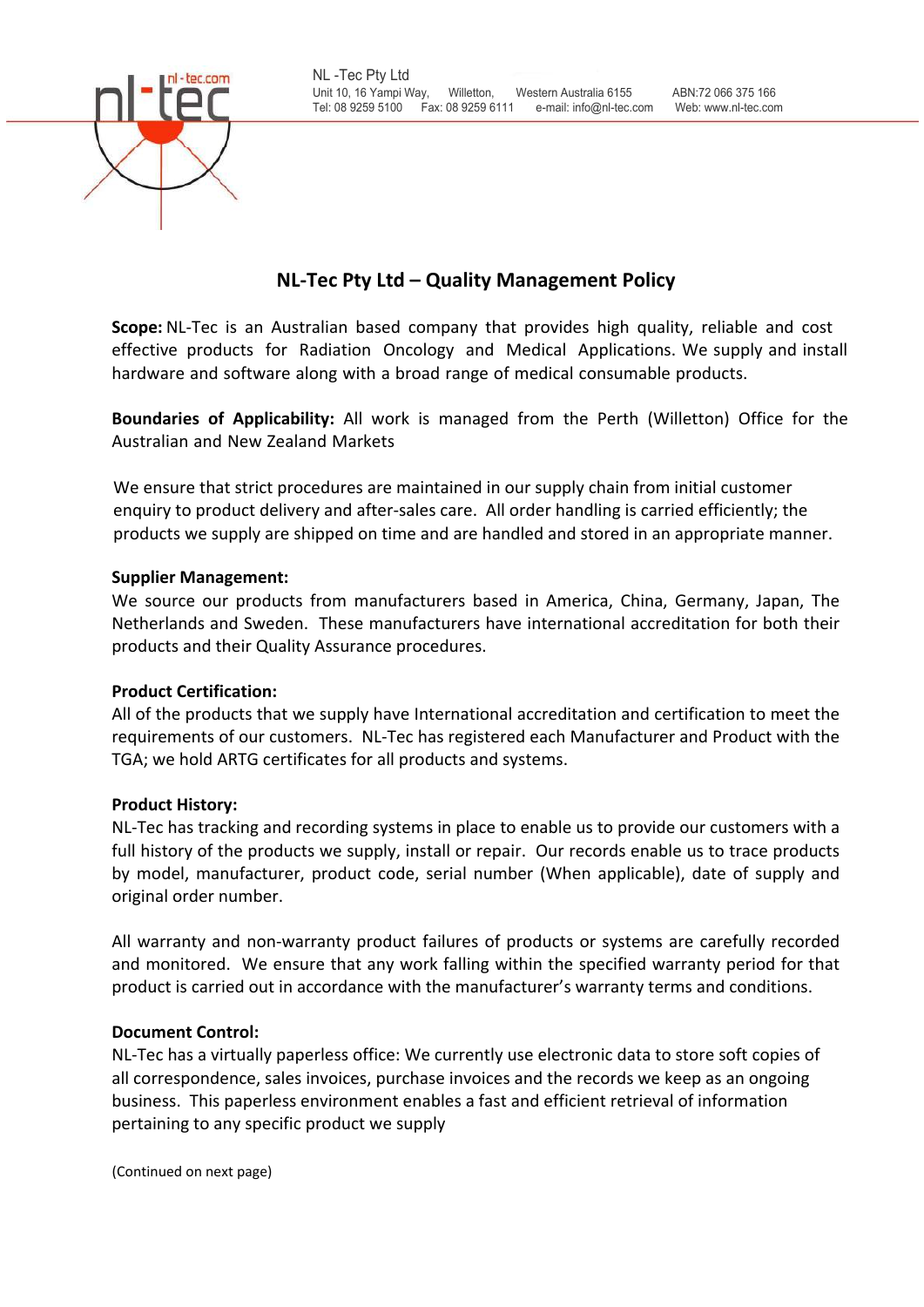NL -Tec Pty Ltd
Unit 10, 16 Yampi Way, Willetton, Western Australia 6155 ABN:72 066 375 166
Tel: 08 9259 5100 Fax: 08 9259 6111 e-mail: info@nl-tec.com Web: www.nl-tec.com

# NL-Tec Pty Ltd – Quality Management Policy

**Scope:** NL-Tec is an Australian based company that provides high quality, reliable and cost effective products for Radiation Oncology and Medical Applications. We supply and install hardware and software along with a broad range of medical consumable products.

**Boundaries of Applicability:** All work is managed from the Perth (Willetton) Office for the Australian and New Zealand Markets

We ensure that strict procedures are maintained in our supply chain from initial customer enquiry to product delivery and after-sales care. All order handling is carried efficiently; the products we supply are shipped on time and are handled and stored in an appropriate manner.

**Supplier Management:**
We source our products from manufacturers based in America, China, Germany, Japan, The Netherlands and Sweden. These manufacturers have international accreditation for both their products and their Quality Assurance procedures.

**Product Certification:**
All of the products that we supply have International accreditation and certification to meet the requirements of our customers. NL-Tec has registered each Manufacturer and Product with the TGA; we hold ARTG certificates for all products and systems.

**Product History:**
NL-Tec has tracking and recording systems in place to enable us to provide our customers with a full history of the products we supply, install or repair. Our records enable us to trace products by model, manufacturer, product code, serial number (When applicable), date of supply and original order number.

All warranty and non-warranty product failures of products or systems are carefully recorded and monitored. We ensure that any work falling within the specified warranty period for that product is carried out in accordance with the manufacturer's warranty terms and conditions.

**Document Control:**
NL-Tec has a virtually paperless office: We currently use electronic data to store soft copies of all correspondence, sales invoices, purchase invoices and the records we keep as an ongoing business. This paperless environment enables a fast and efficient retrieval of information pertaining to any specific product we supply

(Continued on next page)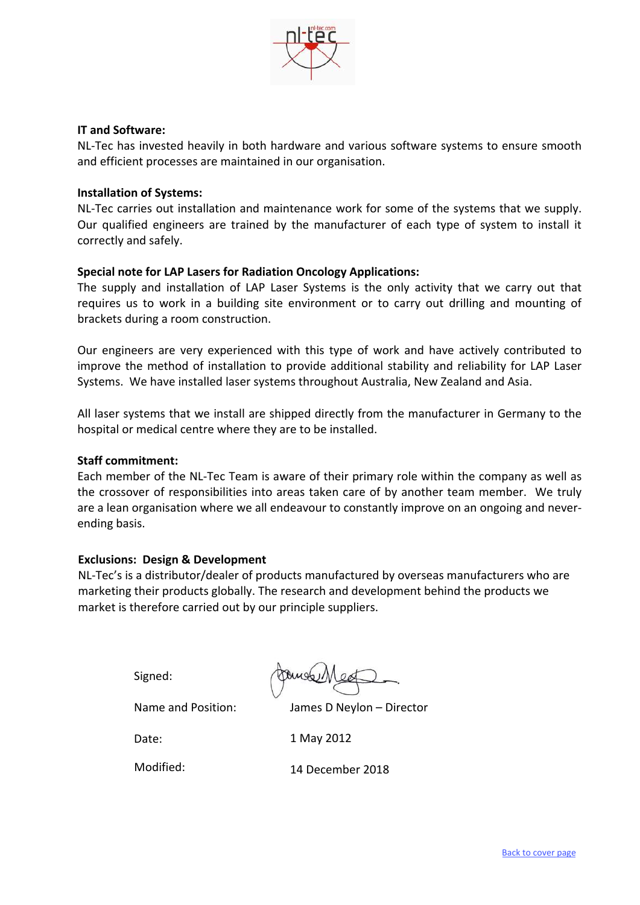**IT and Software:**
NL-Tec has invested heavily in both hardware and various software systems to ensure smooth and efficient processes are maintained in our organisation.

**Installation of Systems:**
NL-Tec carries out installation and maintenance work for some of the systems that we supply. Our qualified engineers are trained by the manufacturer of each type of system to install it correctly and safely.

**Special note for LAP Lasers for Radiation Oncology Applications:**
The supply and installation of LAP Laser Systems is the only activity that we carry out that requires us to work in a building site environment or to carry out drilling and mounting of brackets during a room construction.

Our engineers are very experienced with this type of work and have actively contributed to improve the method of installation to provide additional stability and reliability for LAP Laser Systems. We have installed laser systems throughout Australia, New Zealand and Asia.

All laser systems that we install are shipped directly from the manufacturer in Germany to the hospital or medical centre where they are to be installed.

**Staff commitment:**
Each member of the NL-Tec Team is aware of their primary role within the company as well as the crossover of responsibilities into areas taken care of by another team member. We truly are a lean organisation where we all endeavour to constantly improve on an ongoing and never-ending basis.

**Exclusions: Design & Development**
NL-Tec's is a distributor/dealer of products manufactured by overseas manufacturers who are marketing their products globally. The research and development behind the products we market is therefore carried out by our principle suppliers.

Signed:

Name and Position: James D Neylon – Director

Date: 1 May 2012

Modified: 14 December 2018

Back to cover page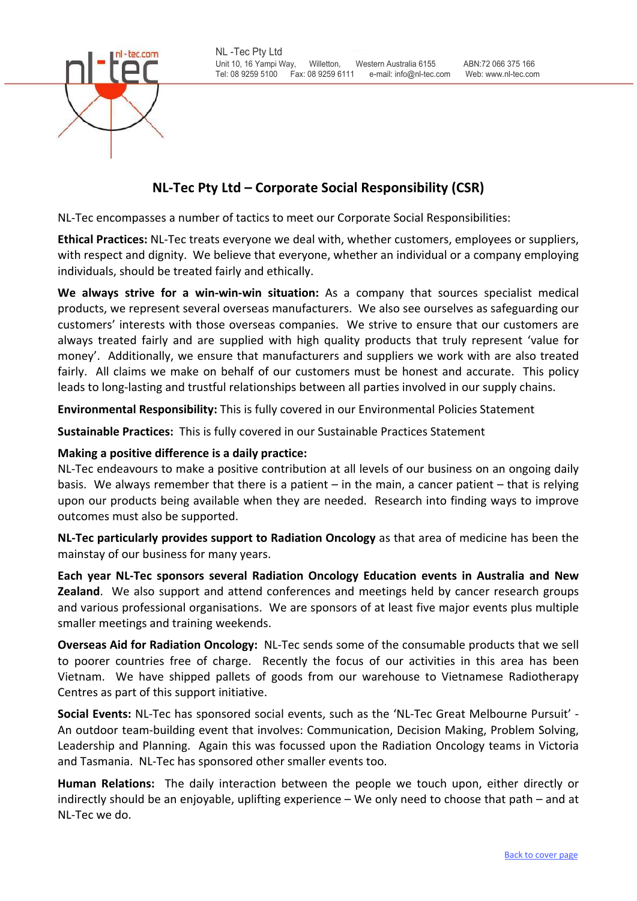NL -Tec Pty Ltd
Unit 10, 16 Yampi Way, Willetton, Western Australia 6155 ABN:72 066 375 166
Tel: 08 9259 5100 Fax: 08 9259 6111 e-mail: info@nl-tec.com Web: www.nl-tec.com

## NL-Tec Pty Ltd – Corporate Social Responsibility (CSR)

NL-Tec encompasses a number of tactics to meet our Corporate Social Responsibilities:

**Ethical Practices:** NL-Tec treats everyone we deal with, whether customers, employees or suppliers, with respect and dignity. We believe that everyone, whether an individual or a company employing individuals, should be treated fairly and ethically.

**We always strive for a win-win-win situation:** As a company that sources specialist medical products, we represent several overseas manufacturers. We also see ourselves as safeguarding our customers' interests with those overseas companies. We strive to ensure that our customers are always treated fairly and are supplied with high quality products that truly represent 'value for money'. Additionally, we ensure that manufacturers and suppliers we work with are also treated fairly. All claims we make on behalf of our customers must be honest and accurate. This policy leads to long-lasting and trustful relationships between all parties involved in our supply chains.

**Environmental Responsibility:** This is fully covered in our Environmental Policies Statement

**Sustainable Practices:** This is fully covered in our Sustainable Practices Statement

**Making a positive difference is a daily practice:**
NL-Tec endeavours to make a positive contribution at all levels of our business on an ongoing daily basis. We always remember that there is a patient – in the main, a cancer patient – that is relying upon our products being available when they are needed. Research into finding ways to improve outcomes must also be supported.

**NL-Tec particularly provides support to Radiation Oncology** as that area of medicine has been the mainstay of our business for many years.

**Each year NL-Tec sponsors several Radiation Oncology Education events in Australia and New Zealand**. We also support and attend conferences and meetings held by cancer research groups and various professional organisations. We are sponsors of at least five major events plus multiple smaller meetings and training weekends.

**Overseas Aid for Radiation Oncology:** NL-Tec sends some of the consumable products that we sell to poorer countries free of charge. Recently the focus of our activities in this area has been Vietnam. We have shipped pallets of goods from our warehouse to Vietnamese Radiotherapy Centres as part of this support initiative.

**Social Events:** NL-Tec has sponsored social events, such as the 'NL-Tec Great Melbourne Pursuit' - An outdoor team-building event that involves: Communication, Decision Making, Problem Solving, Leadership and Planning. Again this was focussed upon the Radiation Oncology teams in Victoria and Tasmania. NL-Tec has sponsored other smaller events too.

**Human Relations:** The daily interaction between the people we touch upon, either directly or indirectly should be an enjoyable, uplifting experience – We only need to choose that path – and at NL-Tec we do.

Back to cover page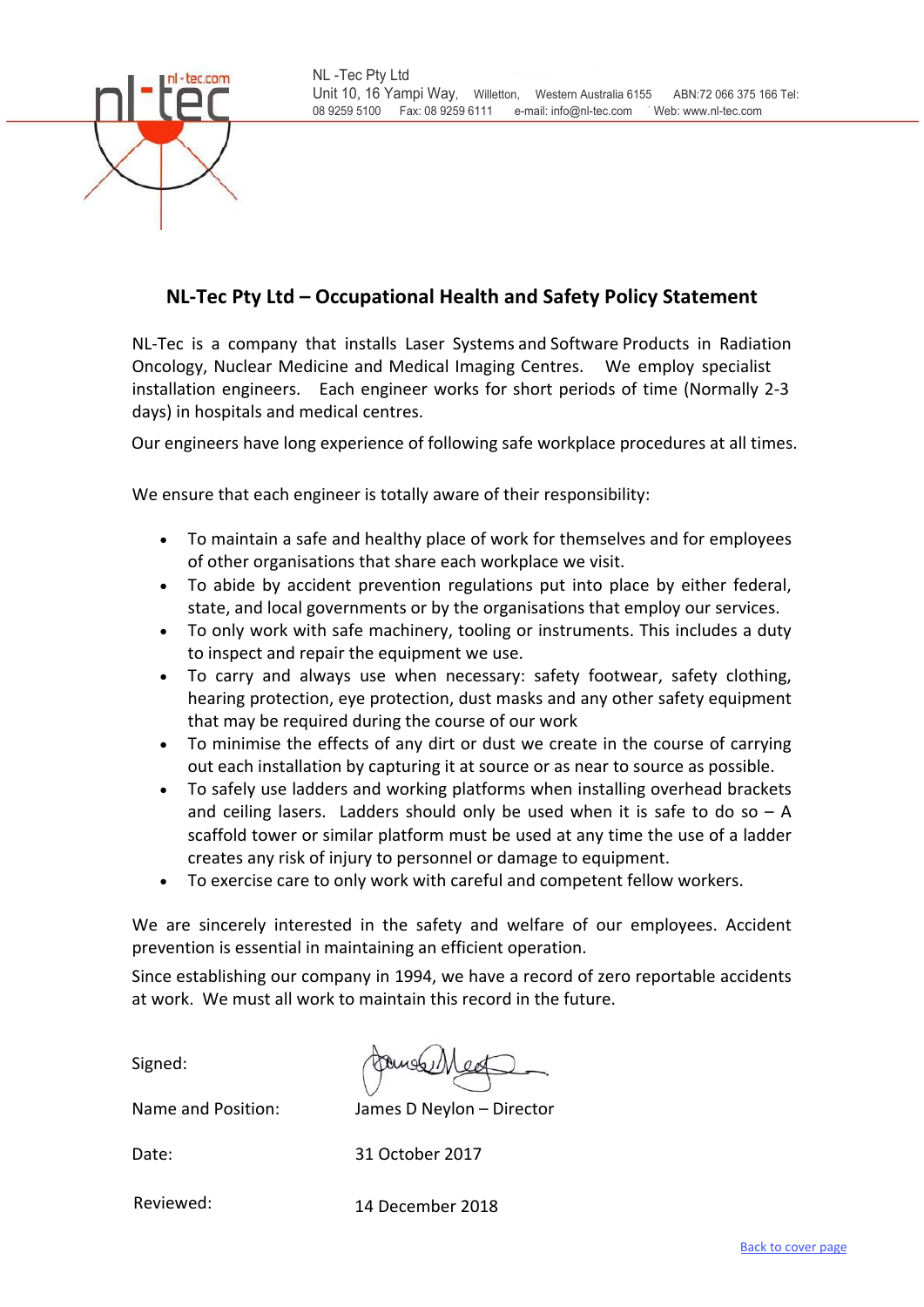NL -Tec Pty Ltd
Unit 10, 16 Yampi Way, Willetton, Western Australia 6155 ABN:72 066 375 166 Tel: 08 9259 5100 Fax: 08 9259 6111 e-mail: info@nl-tec.com Web: www.nl-tec.com

## NL-Tec Pty Ltd – Occupational Health and Safety Policy Statement

NL-Tec is a company that installs Laser Systems and Software Products in Radiation Oncology, Nuclear Medicine and Medical Imaging Centres. We employ specialist installation engineers. Each engineer works for short periods of time (Normally 2-3 days) in hospitals and medical centres.

Our engineers have long experience of following safe workplace procedures at all times.

We ensure that each engineer is totally aware of their responsibility:

- To maintain a safe and healthy place of work for themselves and for employees of other organisations that share each workplace we visit.
- To abide by accident prevention regulations put into place by either federal, state, and local governments or by the organisations that employ our services.
- To only work with safe machinery, tooling or instruments. This includes a duty to inspect and repair the equipment we use.
- To carry and always use when necessary: safety footwear, safety clothing, hearing protection, eye protection, dust masks and any other safety equipment that may be required during the course of our work
- To minimise the effects of any dirt or dust we create in the course of carrying out each installation by capturing it at source or as near to source as possible.
- To safely use ladders and working platforms when installing overhead brackets and ceiling lasers. Ladders should only be used when it is safe to do so – A scaffold tower or similar platform must be used at any time the use of a ladder creates any risk of injury to personnel or damage to equipment.
- To exercise care to only work with careful and competent fellow workers.

We are sincerely interested in the safety and welfare of our employees. Accident prevention is essential in maintaining an efficient operation.

Since establishing our company in 1994, we have a record of zero reportable accidents at work. We must all work to maintain this record in the future.

Signed:

Name and Position: James D Neylon – Director

Date: 31 October 2017

Reviewed: 14 December 2018

Back to cover page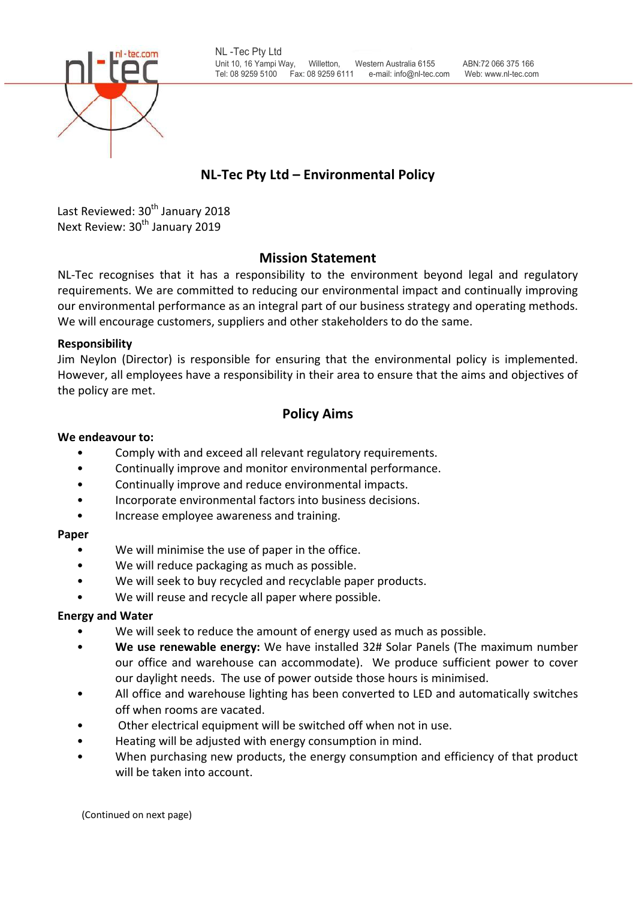NL -Tec Pty Ltd
Unit 10, 16 Yampi Way, Willetton, Western Australia 6155 ABN:72 066 375 166
Tel: 08 9259 5100 Fax: 08 9259 6111 e-mail: info@nl-tec.com Web: www.nl-tec.com

# NL-Tec Pty Ltd – Environmental Policy

Last Reviewed: 30th January 2018
Next Review: 30th January 2019

## Mission Statement

NL-Tec recognises that it has a responsibility to the environment beyond legal and regulatory requirements. We are committed to reducing our environmental impact and continually improving our environmental performance as an integral part of our business strategy and operating methods. We will encourage customers, suppliers and other stakeholders to do the same.

**Responsibility**

Jim Neylon (Director) is responsible for ensuring that the environmental policy is implemented. However, all employees have a responsibility in their area to ensure that the aims and objectives of the policy are met.

## Policy Aims

**We endeavour to:**

- Comply with and exceed all relevant regulatory requirements.
- Continually improve and monitor environmental performance.
- Continually improve and reduce environmental impacts.
- Incorporate environmental factors into business decisions.
- Increase employee awareness and training.

**Paper**

- We will minimise the use of paper in the office.
- We will reduce packaging as much as possible.
- We will seek to buy recycled and recyclable paper products.
- We will reuse and recycle all paper where possible.

**Energy and Water**

- We will seek to reduce the amount of energy used as much as possible.
- **We use renewable energy:** We have installed 32# Solar Panels (The maximum number our office and warehouse can accommodate). We produce sufficient power to cover our daylight needs. The use of power outside those hours is minimised.
- All office and warehouse lighting has been converted to LED and automatically switches off when rooms are vacated.
- Other electrical equipment will be switched off when not in use.
- Heating will be adjusted with energy consumption in mind.
- When purchasing new products, the energy consumption and efficiency of that product will be taken into account.

(Continued on next page)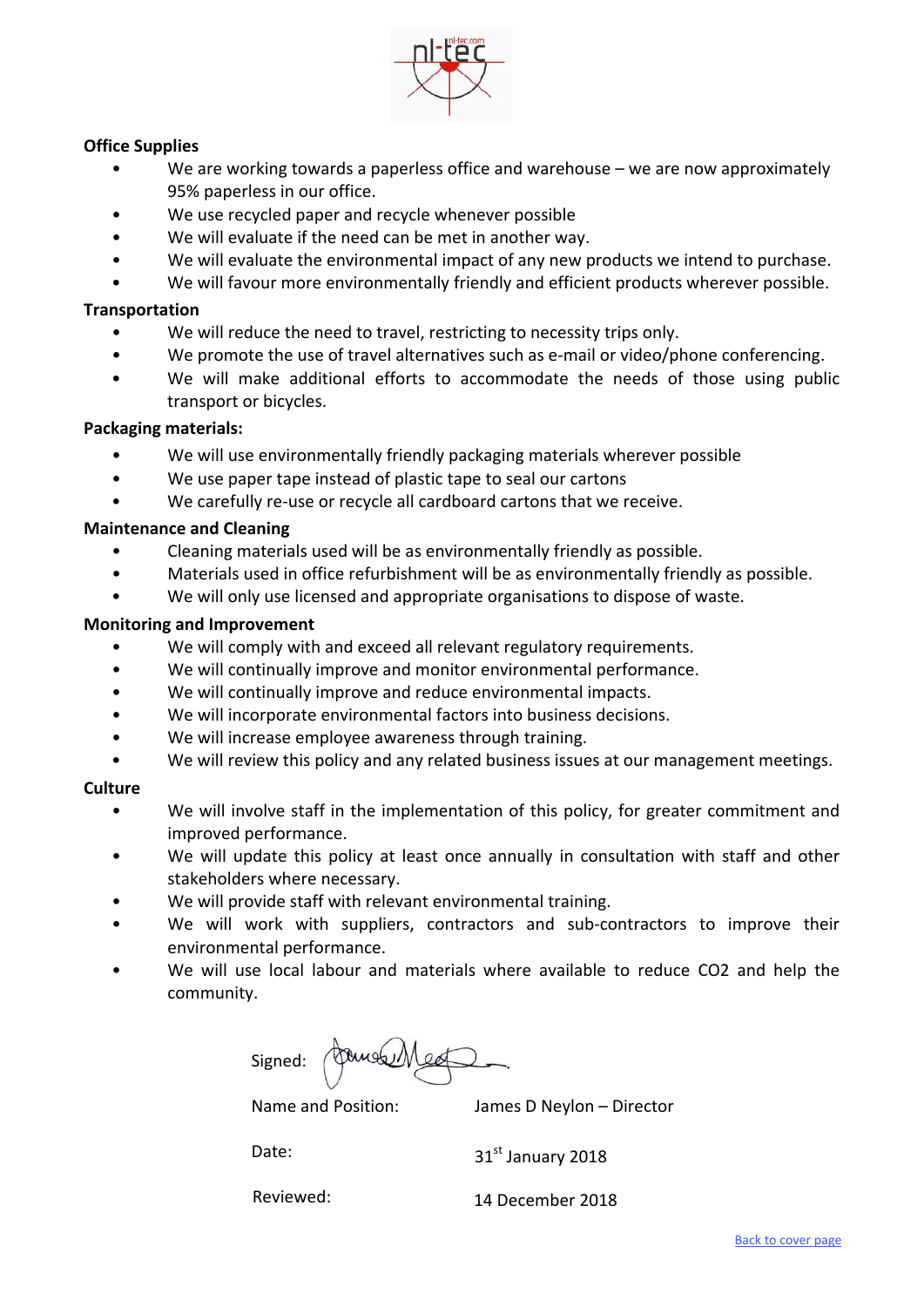**Office Supplies**

- We are working towards a paperless office and warehouse – we are now approximately 95% paperless in our office.
- We use recycled paper and recycle whenever possible
- We will evaluate if the need can be met in another way.
- We will evaluate the environmental impact of any new products we intend to purchase.
- We will favour more environmentally friendly and efficient products wherever possible.

**Transportation**

- We will reduce the need to travel, restricting to necessity trips only.
- We promote the use of travel alternatives such as e-mail or video/phone conferencing.
- We will make additional efforts to accommodate the needs of those using public transport or bicycles.

**Packaging materials:**

- We will use environmentally friendly packaging materials wherever possible
- We use paper tape instead of plastic tape to seal our cartons
- We carefully re-use or recycle all cardboard cartons that we receive.

**Maintenance and Cleaning**

- Cleaning materials used will be as environmentally friendly as possible.
- Materials used in office refurbishment will be as environmentally friendly as possible.
- We will only use licensed and appropriate organisations to dispose of waste.

**Monitoring and Improvement**

- We will comply with and exceed all relevant regulatory requirements.
- We will continually improve and monitor environmental performance.
- We will continually improve and reduce environmental impacts.
- We will incorporate environmental factors into business decisions.
- We will increase employee awareness through training.
- We will review this policy and any related business issues at our management meetings.

**Culture**

- We will involve staff in the implementation of this policy, for greater commitment and improved performance.
- We will update this policy at least once annually in consultation with staff and other stakeholders where necessary.
- We will provide staff with relevant environmental training.
- We will work with suppliers, contractors and sub-contractors to improve their environmental performance.
- We will use local labour and materials where available to reduce $CO_2$ and help the community.

Signed:

Name and Position: James D Neylon – Director

Date: 31st January 2018

Reviewed: 14 December 2018

Back to cover page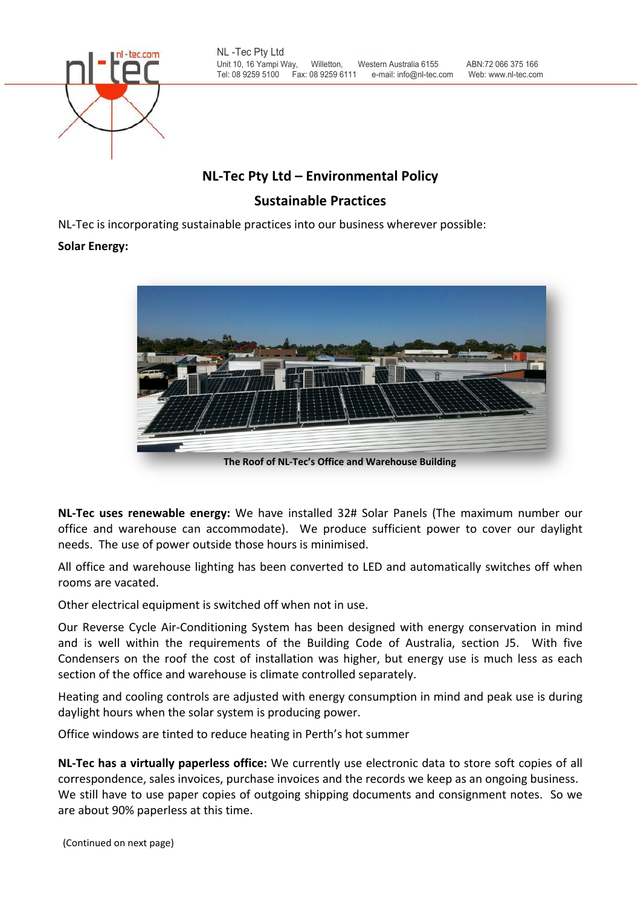NL -Tec Pty Ltd
Unit 10, 16 Yampi Way, Willetton, Western Australia 6155 ABN:72 066 375 166
Tel: 08 9259 5100 Fax: 08 9259 6111 e-mail: info@nl-tec.com Web: www.nl-tec.com

# NL-Tec Pty Ltd – Environmental Policy

## Sustainable Practices

NL-Tec is incorporating sustainable practices into our business wherever possible:

**Solar Energy:**

The Roof of NL-Tec's Office and Warehouse Building

**NL-Tec uses renewable energy:** We have installed 32# Solar Panels (The maximum number our office and warehouse can accommodate). We produce sufficient power to cover our daylight needs. The use of power outside those hours is minimised.

All office and warehouse lighting has been converted to LED and automatically switches off when rooms are vacated.

Other electrical equipment is switched off when not in use.

Our Reverse Cycle Air-Conditioning System has been designed with energy conservation in mind and is well within the requirements of the Building Code of Australia, section J5. With five Condensers on the roof the cost of installation was higher, but energy use is much less as each section of the office and warehouse is climate controlled separately.

Heating and cooling controls are adjusted with energy consumption in mind and peak use is during daylight hours when the solar system is producing power.

Office windows are tinted to reduce heating in Perth's hot summer

**NL-Tec has a virtually paperless office:** We currently use electronic data to store soft copies of all correspondence, sales invoices, purchase invoices and the records we keep as an ongoing business. We still have to use paper copies of outgoing shipping documents and consignment notes. So we are about 90% paperless at this time.

(Continued on next page)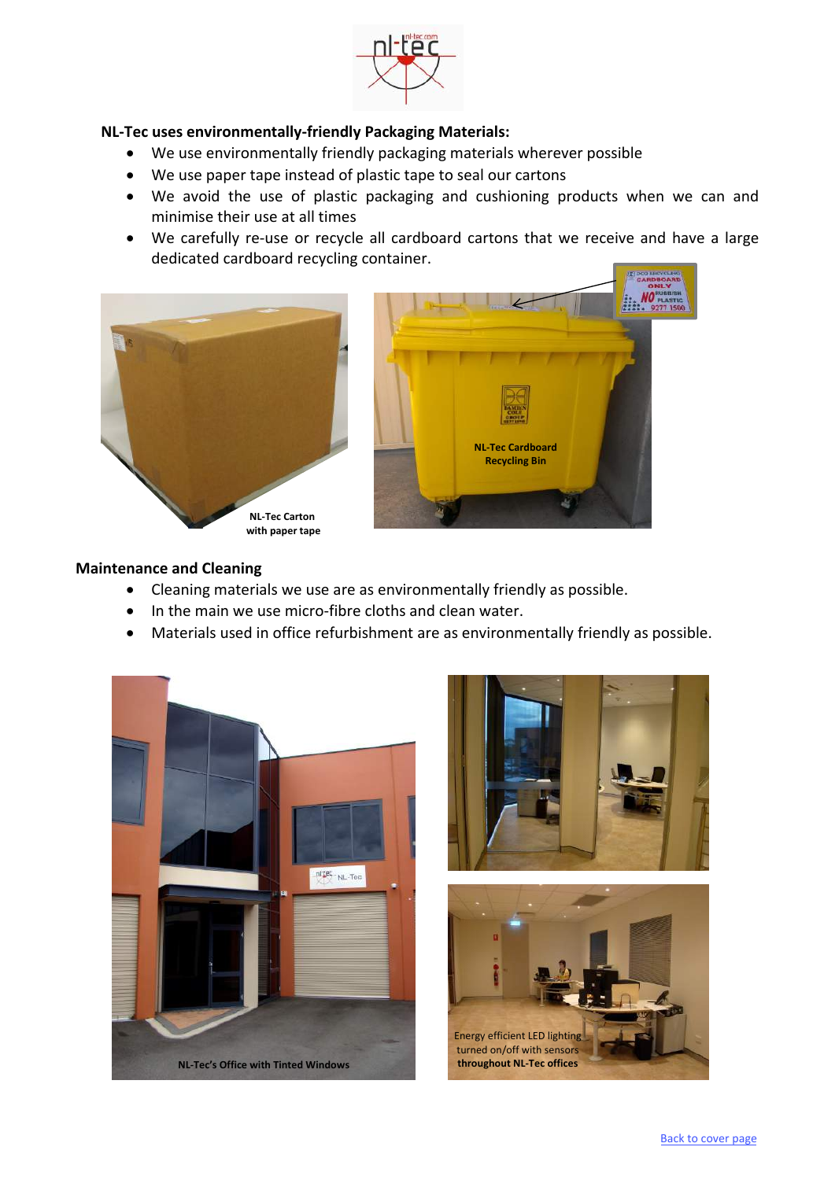**NL-Tec uses environmentally-friendly Packaging Materials:**

- We use environmentally friendly packaging materials wherever possible
- We use paper tape instead of plastic tape to seal our cartons
- We avoid the use of plastic packaging and cushioning products when we can and minimise their use at all times
- We carefully re-use or recycle all cardboard cartons that we receive and have a large dedicated cardboard recycling container.

NL-Tec Carton with paper tape

NL-Tec Cardboard Recycling Bin

**Maintenance and Cleaning**

- Cleaning materials we use are as environmentally friendly as possible.
- In the main we use micro-fibre cloths and clean water.
- Materials used in office refurbishment are as environmentally friendly as possible.

NL-Tec's Office with Tinted Windows

Energy efficient LED lighting turned on/off with sensors throughout NL-Tec offices

Back to cover page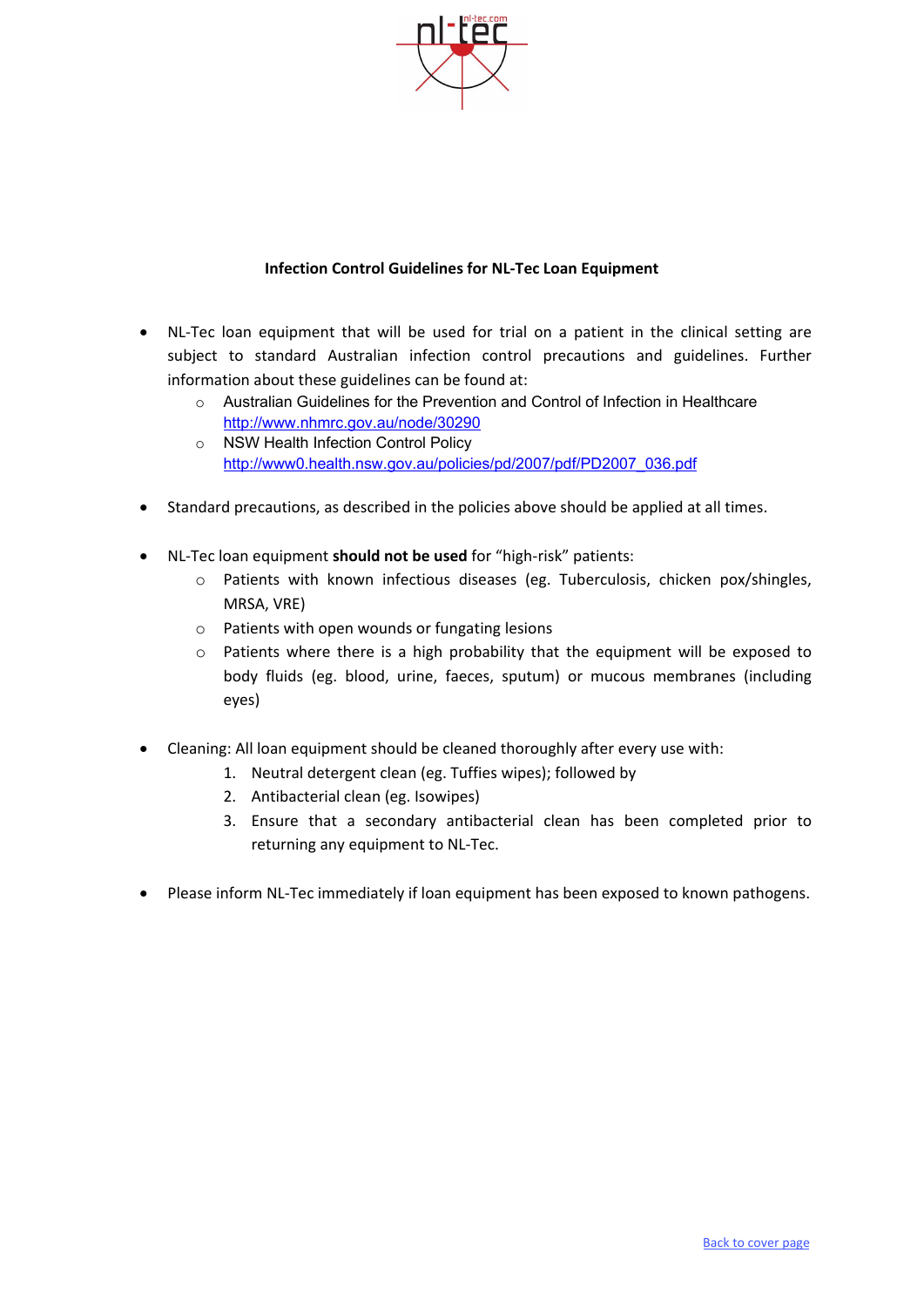**Infection Control Guidelines for NL-Tec Loan Equipment**

- NL-Tec loan equipment that will be used for trial on a patient in the clinical setting are subject to standard Australian infection control precautions and guidelines. Further information about these guidelines can be found at:
  - Australian Guidelines for the Prevention and Control of Infection in Healthcare http://www.nhmrc.gov.au/node/30290
  - NSW Health Infection Control Policy http://www0.health.nsw.gov.au/policies/pd/2007/pdf/PD2007_036.pdf

- Standard precautions, as described in the policies above should be applied at all times.

- NL-Tec loan equipment **should not be used** for "high-risk" patients:
  - Patients with known infectious diseases (eg. Tuberculosis, chicken pox/shingles, MRSA, VRE)
  - Patients with open wounds or fungating lesions
  - Patients where there is a high probability that the equipment will be exposed to body fluids (eg. blood, urine, faeces, sputum) or mucous membranes (including eyes)

- Cleaning: All loan equipment should be cleaned thoroughly after every use with:
  1. Neutral detergent clean (eg. Tuffies wipes); followed by
  2. Antibacterial clean (eg. Isowipes)
  3. Ensure that a secondary antibacterial clean has been completed prior to returning any equipment to NL-Tec.

- Please inform NL-Tec immediately if loan equipment has been exposed to known pathogens.

Back to cover page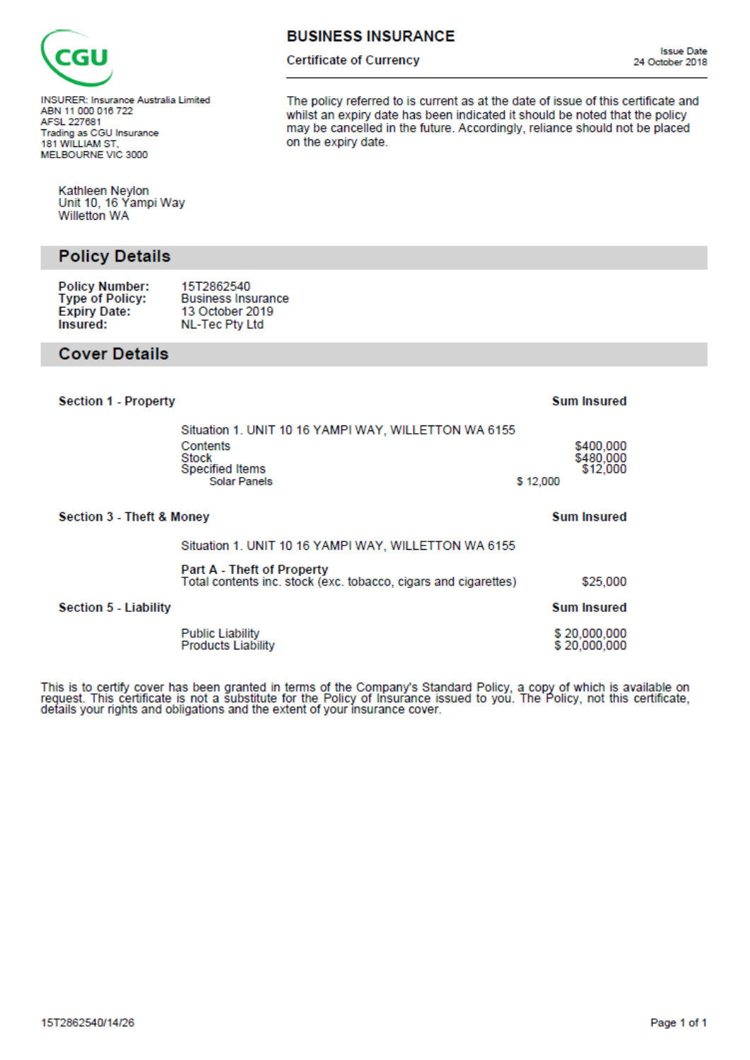CGU

INSURER: Insurance Australia Limited
ABN 11 000 016 722
AFSL 227681
Trading as CGU Insurance
181 WILLIAM ST,
MELBOURNE VIC 3000

# BUSINESS INSURANCE

**Certificate of Currency**

Issue Date
24 October 2018

The policy referred to is current as at the date of issue of this certificate and whilst an expiry date has been indicated it should be noted that the policy may be cancelled in the future. Accordingly, reliance should not be placed on the expiry date.

Kathleen Neylon
Unit 10, 16 Yampi Way
Willetton WA

## Policy Details

| | |
|---|---|
| **Policy Number:** | 15T2862540 |
| **Type of Policy:** | Business Insurance |
| **Expiry Date:** | 13 October 2019 |
| **Insured:** | NL-Tec Pty Ltd |

## Cover Details

**Section 1 - Property** — **Sum Insured**

Situation 1. UNIT 10 16 YAMPI WAY, WILLETTON WA 6155

| | | |
|---|---|---|
| Contents | | $400,000 |
| Stock | | $480,000 |
| Specified Items | | $12,000 |
| Solar Panels | $ 12,000 | |

**Section 3 - Theft & Money** — **Sum Insured**

Situation 1. UNIT 10 16 YAMPI WAY, WILLETTON WA 6155

**Part A - Theft of Property**

| | |
|---|---|
| Total contents inc. stock (exc. tobacco, cigars and cigarettes) | $25,000 |

**Section 5 - Liability** — **Sum Insured**

| | |
|---|---|
| Public Liability | $ 20,000,000 |
| Products Liability | $ 20,000,000 |

This is to certify cover has been granted in terms of the Company's Standard Policy, a copy of which is available on request. This certificate is not a substitute for the Policy of Insurance issued to you. The Policy, not this certificate, details your rights and obligations and the extent of your insurance cover.

15T2862540/14/26